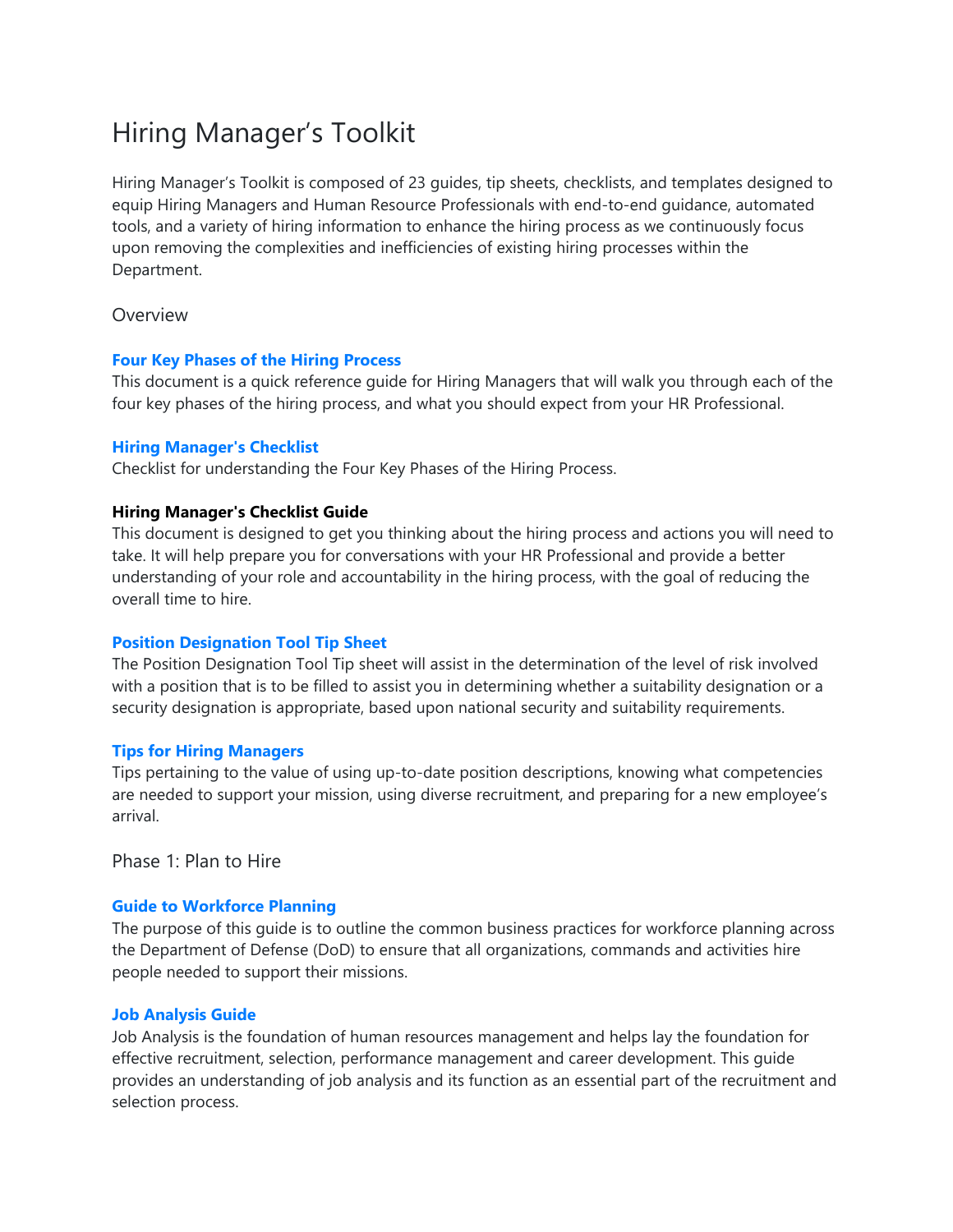# Hiring Manager’s Toolkit

Hiring Manager’s Toolkit is composed of 23 guides, tip sheets, checklists, and templates designed to equip Hiring Managers and Human Resource Professionals with end-to-end guidance, automated tools, and a variety of hiring information to enhance the hiring process as we continuously focus upon removing the complexities and inefficiencies of existing hiring processes within the Department.

## Overview

**Four Key Phases of the Hiring Process**
This document is a quick reference guide for Hiring Managers that will walk you through each of the four key phases of the hiring process, and what you should expect from your HR Professional.

**Hiring Manager's Checklist**
Checklist for understanding the Four Key Phases of the Hiring Process.

**Hiring Manager's Checklist Guide**
This document is designed to get you thinking about the hiring process and actions you will need to take. It will help prepare you for conversations with your HR Professional and provide a better understanding of your role and accountability in the hiring process, with the goal of reducing the overall time to hire.

**Position Designation Tool Tip Sheet**
The Position Designation Tool Tip sheet will assist in the determination of the level of risk involved with a position that is to be filled to assist you in determining whether a suitability designation or a security designation is appropriate, based upon national security and suitability requirements.

**Tips for Hiring Managers**
Tips pertaining to the value of using up-to-date position descriptions, knowing what competencies are needed to support your mission, using diverse recruitment, and preparing for a new employee’s arrival.

## Phase 1: Plan to Hire

**Guide to Workforce Planning**
The purpose of this guide is to outline the common business practices for workforce planning across the Department of Defense (DoD) to ensure that all organizations, commands and activities hire people needed to support their missions.

**Job Analysis Guide**
Job Analysis is the foundation of human resources management and helps lay the foundation for effective recruitment, selection, performance management and career development. This guide provides an understanding of job analysis and its function as an essential part of the recruitment and selection process.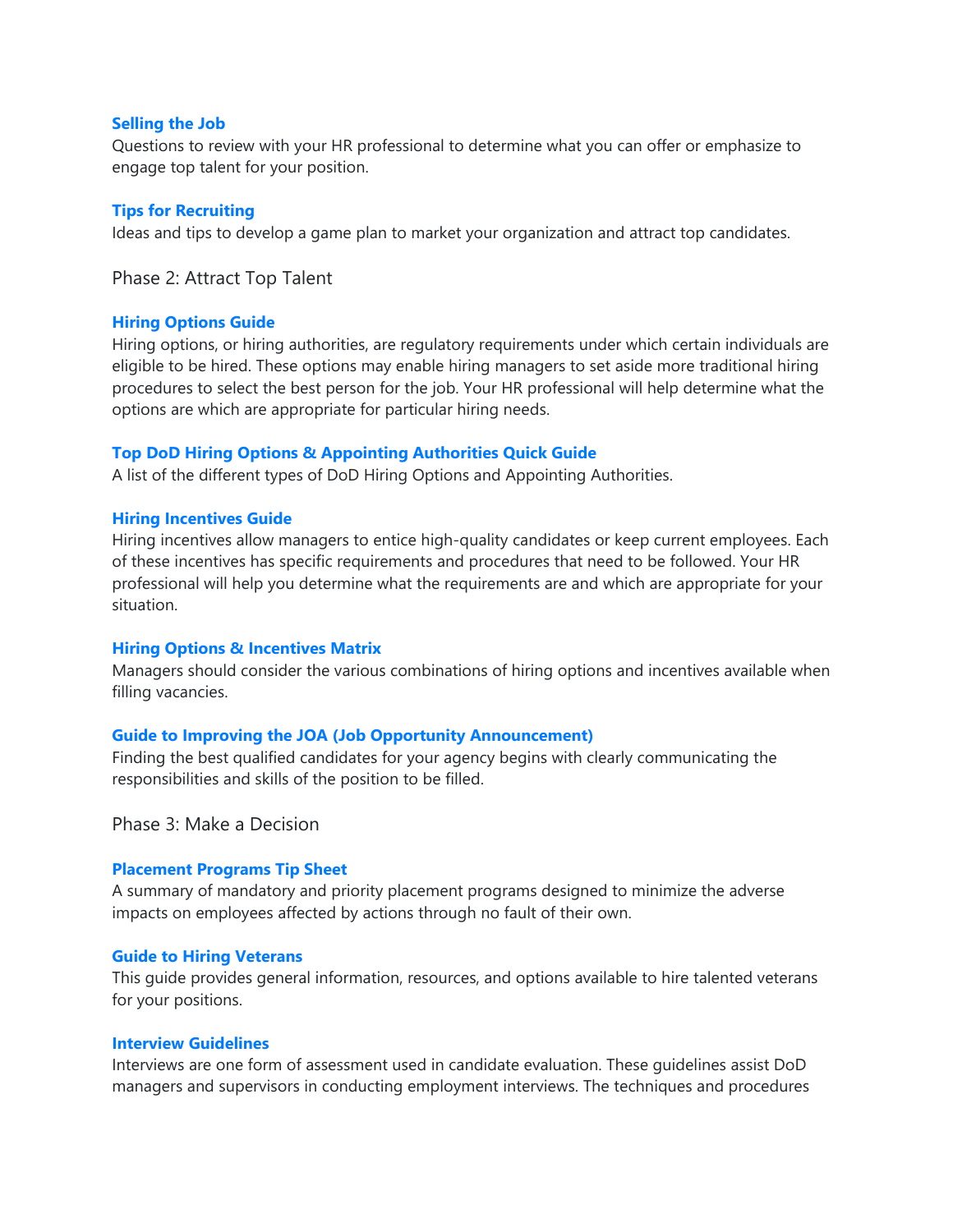**Selling the Job**
Questions to review with your HR professional to determine what you can offer or emphasize to engage top talent for your position.

**Tips for Recruiting**
Ideas and tips to develop a game plan to market your organization and attract top candidates.

## Phase 2: Attract Top Talent

**Hiring Options Guide**
Hiring options, or hiring authorities, are regulatory requirements under which certain individuals are eligible to be hired. These options may enable hiring managers to set aside more traditional hiring procedures to select the best person for the job. Your HR professional will help determine what the options are which are appropriate for particular hiring needs.

**Top DoD Hiring Options & Appointing Authorities Quick Guide**
A list of the different types of DoD Hiring Options and Appointing Authorities.

**Hiring Incentives Guide**
Hiring incentives allow managers to entice high-quality candidates or keep current employees. Each of these incentives has specific requirements and procedures that need to be followed. Your HR professional will help you determine what the requirements are and which are appropriate for your situation.

**Hiring Options & Incentives Matrix**
Managers should consider the various combinations of hiring options and incentives available when filling vacancies.

**Guide to Improving the JOA (Job Opportunity Announcement)**
Finding the best qualified candidates for your agency begins with clearly communicating the responsibilities and skills of the position to be filled.

## Phase 3: Make a Decision

**Placement Programs Tip Sheet**
A summary of mandatory and priority placement programs designed to minimize the adverse impacts on employees affected by actions through no fault of their own.

**Guide to Hiring Veterans**
This guide provides general information, resources, and options available to hire talented veterans for your positions.

**Interview Guidelines**
Interviews are one form of assessment used in candidate evaluation. These guidelines assist DoD managers and supervisors in conducting employment interviews. The techniques and procedures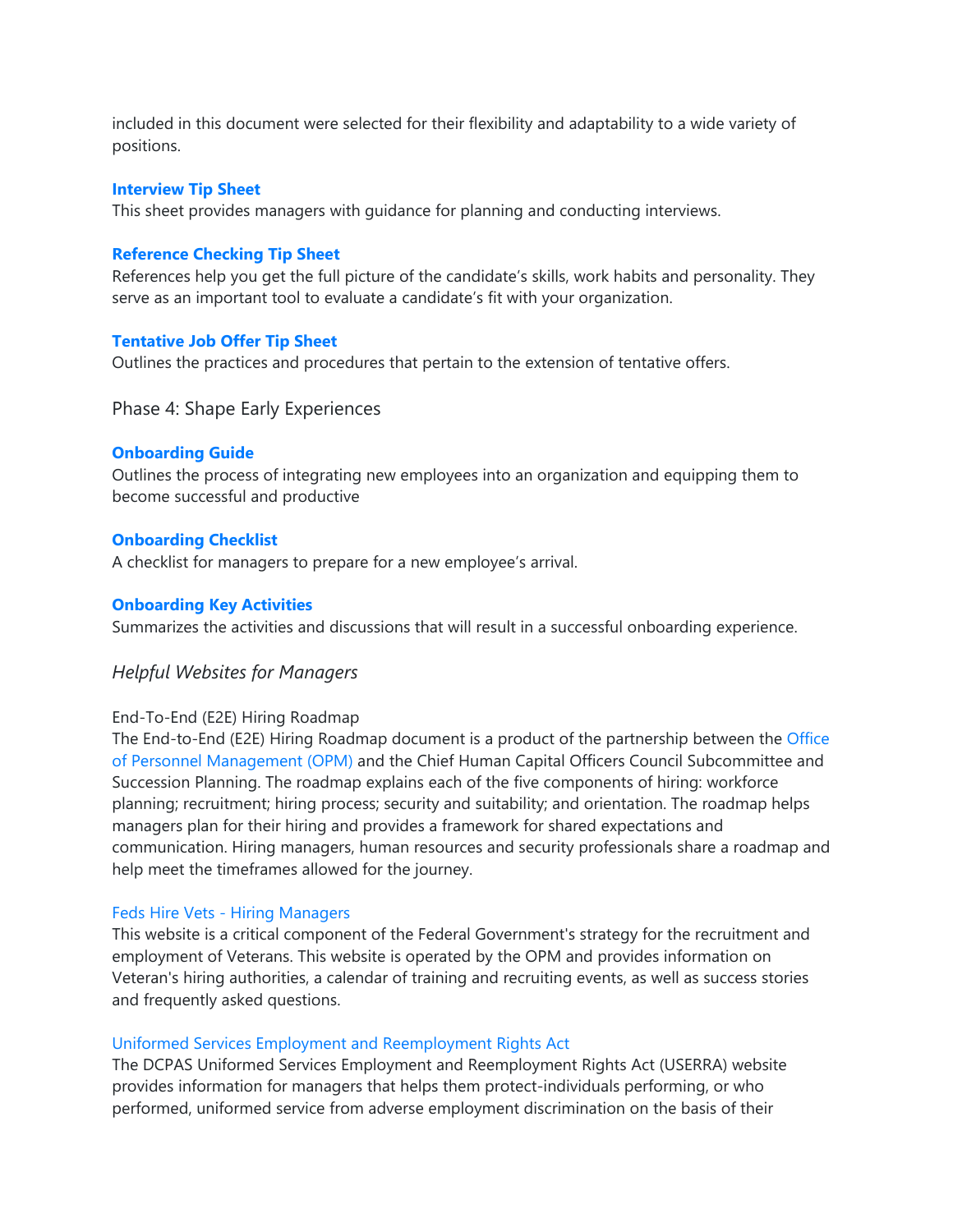included in this document were selected for their flexibility and adaptability to a wide variety of positions.

**Interview Tip Sheet**
This sheet provides managers with guidance for planning and conducting interviews.

**Reference Checking Tip Sheet**
References help you get the full picture of the candidate's skills, work habits and personality. They serve as an important tool to evaluate a candidate's fit with your organization.

**Tentative Job Offer Tip Sheet**
Outlines the practices and procedures that pertain to the extension of tentative offers.

### Phase 4: Shape Early Experiences

**Onboarding Guide**
Outlines the process of integrating new employees into an organization and equipping them to become successful and productive

**Onboarding Checklist**
A checklist for managers to prepare for a new employee's arrival.

**Onboarding Key Activities**
Summarizes the activities and discussions that will result in a successful onboarding experience.

## *Helpful Websites for Managers*

End-To-End (E2E) Hiring Roadmap
The End-to-End (E2E) Hiring Roadmap document is a product of the partnership between the Office of Personnel Management (OPM) and the Chief Human Capital Officers Council Subcommittee and Succession Planning. The roadmap explains each of the five components of hiring: workforce planning; recruitment; hiring process; security and suitability; and orientation. The roadmap helps managers plan for their hiring and provides a framework for shared expectations and communication. Hiring managers, human resources and security professionals share a roadmap and help meet the timeframes allowed for the journey.

Feds Hire Vets - Hiring Managers
This website is a critical component of the Federal Government's strategy for the recruitment and employment of Veterans. This website is operated by the OPM and provides information on Veteran's hiring authorities, a calendar of training and recruiting events, as well as success stories and frequently asked questions.

Uniformed Services Employment and Reemployment Rights Act
The DCPAS Uniformed Services Employment and Reemployment Rights Act (USERRA) website provides information for managers that helps them protect-individuals performing, or who performed, uniformed service from adverse employment discrimination on the basis of their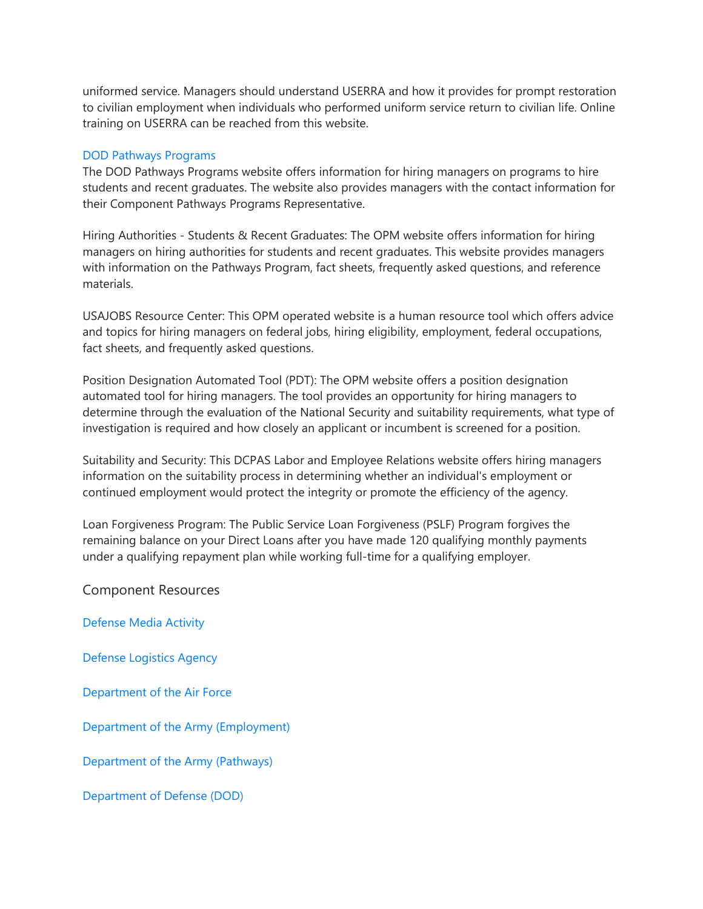uniformed service. Managers should understand USERRA and how it provides for prompt restoration to civilian employment when individuals who performed uniform service return to civilian life. Online training on USERRA can be reached from this website.

DOD Pathways Programs
The DOD Pathways Programs website offers information for hiring managers on programs to hire students and recent graduates. The website also provides managers with the contact information for their Component Pathways Programs Representative.

Hiring Authorities - Students & Recent Graduates: The OPM website offers information for hiring managers on hiring authorities for students and recent graduates. This website provides managers with information on the Pathways Program, fact sheets, frequently asked questions, and reference materials.

USAJOBS Resource Center: This OPM operated website is a human resource tool which offers advice and topics for hiring managers on federal jobs, hiring eligibility, employment, federal occupations, fact sheets, and frequently asked questions.

Position Designation Automated Tool (PDT): The OPM website offers a position designation automated tool for hiring managers. The tool provides an opportunity for hiring managers to determine through the evaluation of the National Security and suitability requirements, what type of investigation is required and how closely an applicant or incumbent is screened for a position.

Suitability and Security: This DCPAS Labor and Employee Relations website offers hiring managers information on the suitability process in determining whether an individual's employment or continued employment would protect the integrity or promote the efficiency of the agency.

Loan Forgiveness Program: The Public Service Loan Forgiveness (PSLF) Program forgives the remaining balance on your Direct Loans after you have made 120 qualifying monthly payments under a qualifying repayment plan while working full-time for a qualifying employer.

## Component Resources

Defense Media Activity

Defense Logistics Agency

Department of the Air Force

Department of the Army (Employment)

Department of the Army (Pathways)

Department of Defense (DOD)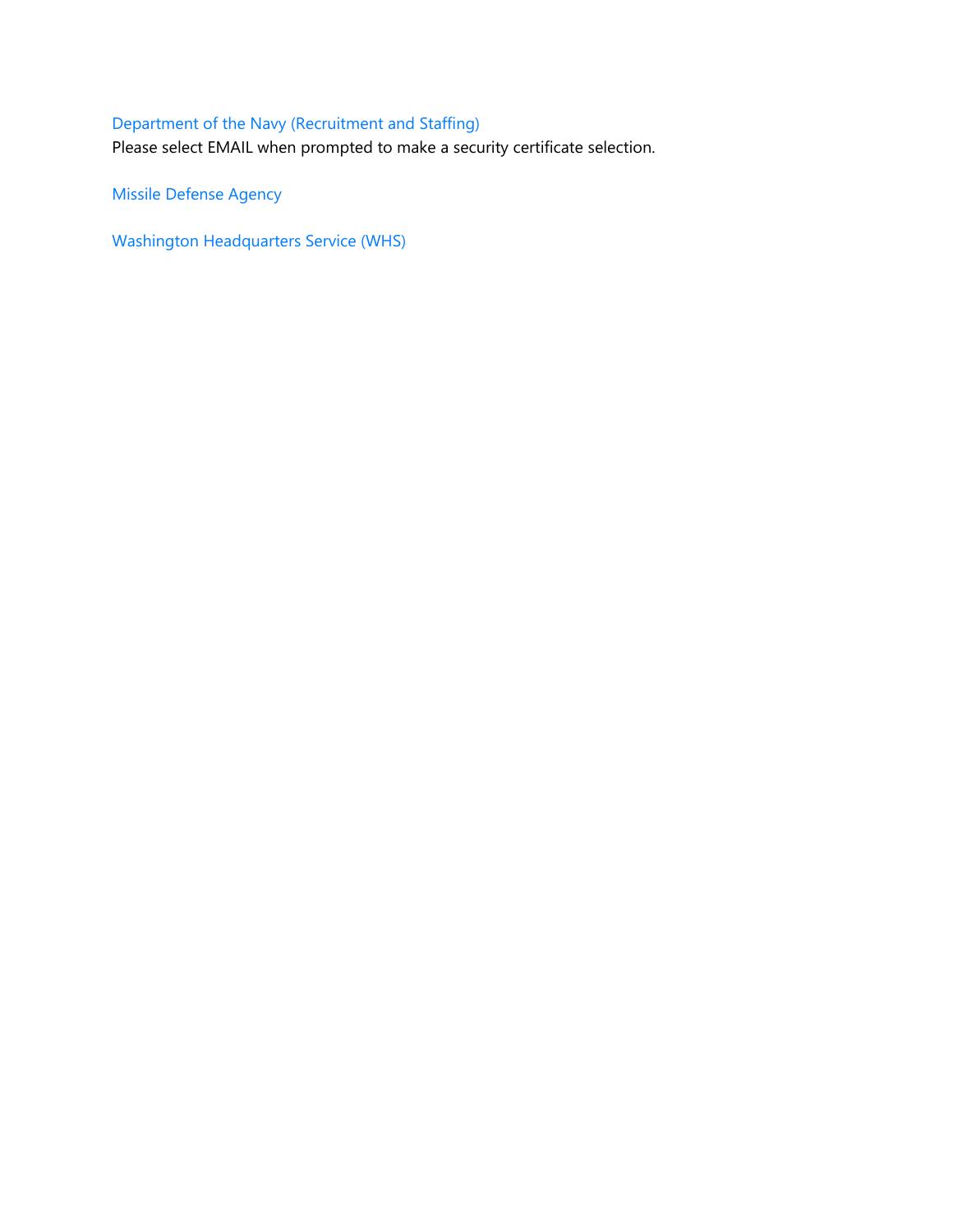Department of the Navy (Recruitment and Staffing)
Please select EMAIL when prompted to make a security certificate selection.

Missile Defense Agency

Washington Headquarters Service (WHS)